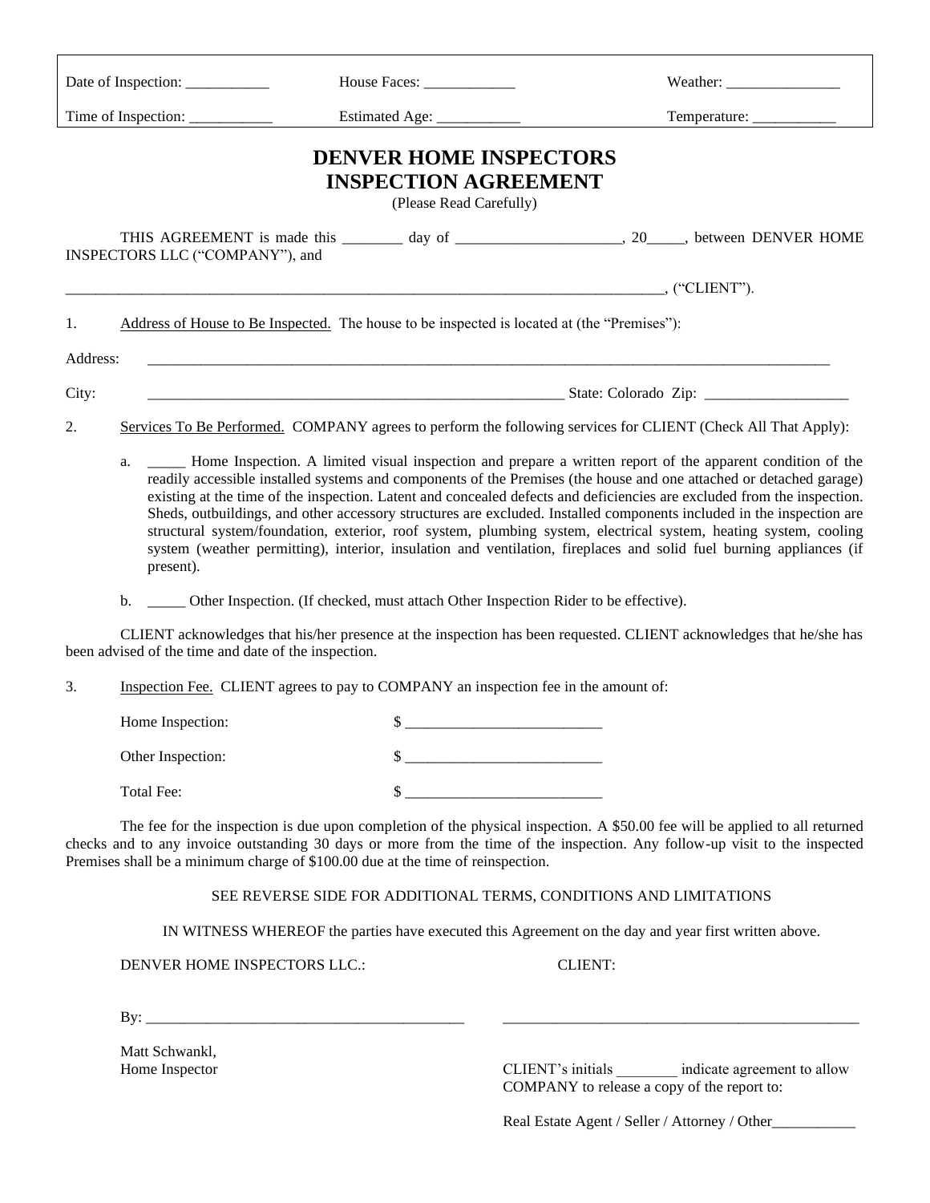| Date of Inspection: ___________ | House Faces: ____________ | Weather: _______________ |
|---|---|---|
| Time of Inspection: ___________ | Estimated Age: ___________ | Temperature: ___________ |

# DENVER HOME INSPECTORS
# INSPECTION AGREEMENT

(Please Read Carefully)

THIS AGREEMENT is made this ________ day of _____________________, 20_____, between DENVER HOME INSPECTORS LLC ("COMPANY"), and

___________________________________________________________________________________, ("CLIENT").

1. Address of House to Be Inspected. The house to be inspected is located at (the "Premises"):

Address: ___________________________________________________________________________________________

City: __________________________________________________________ State: Colorado Zip: ___________________

2. Services To Be Performed. COMPANY agrees to perform the following services for CLIENT (Check All That Apply):

   a. _____ Home Inspection. A limited visual inspection and prepare a written report of the apparent condition of the readily accessible installed systems and components of the Premises (the house and one attached or detached garage) existing at the time of the inspection. Latent and concealed defects and deficiencies are excluded from the inspection. Sheds, outbuildings, and other accessory structures are excluded. Installed components included in the inspection are structural system/foundation, exterior, roof system, plumbing system, electrical system, heating system, cooling system (weather permitting), interior, insulation and ventilation, fireplaces and solid fuel burning appliances (if present).

   b. _____ Other Inspection. (If checked, must attach Other Inspection Rider to be effective).

CLIENT acknowledges that his/her presence at the inspection has been requested. CLIENT acknowledges that he/she has been advised of the time and date of the inspection.

3. Inspection Fee. CLIENT agrees to pay to COMPANY an inspection fee in the amount of:

| | |
|---|---|
| Home Inspection: | $ _________________________ |
| Other Inspection: | $ _________________________ |
| Total Fee: | $ _________________________ |

The fee for the inspection is due upon completion of the physical inspection. A $50.00 fee will be applied to all returned checks and to any invoice outstanding 30 days or more from the time of the inspection. Any follow-up visit to the inspected Premises shall be a minimum charge of $100.00 due at the time of reinspection.

SEE REVERSE SIDE FOR ADDITIONAL TERMS, CONDITIONS AND LIMITATIONS

IN WITNESS WHEREOF the parties have executed this Agreement on the day and year first written above.

DENVER HOME INSPECTORS LLC.:

By: ___________________________________________

Matt Schwankl,
Home Inspector

CLIENT:

__________________________________________________

CLIENT's initials ________ indicate agreement to allow COMPANY to release a copy of the report to:

Real Estate Agent / Seller / Attorney / Other___________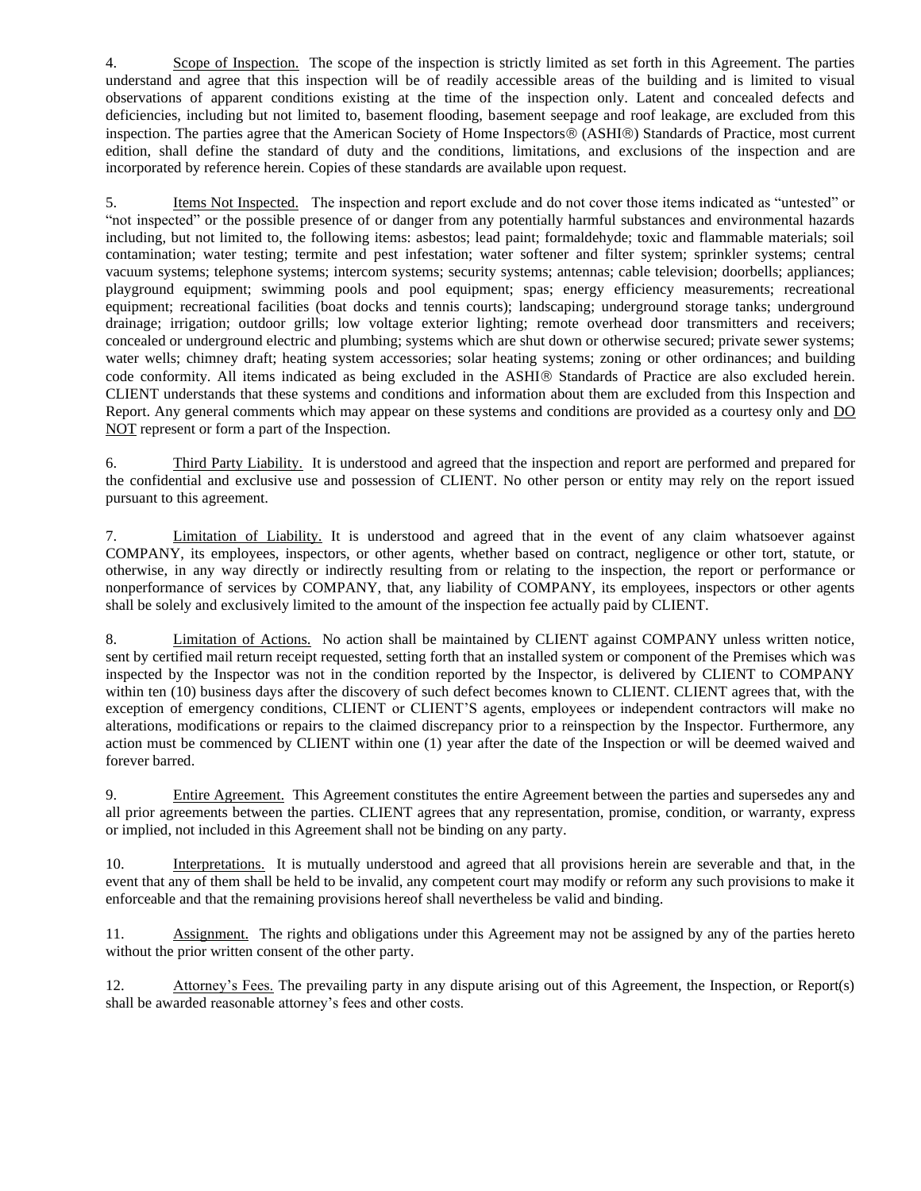4. Scope of Inspection. The scope of the inspection is strictly limited as set forth in this Agreement. The parties understand and agree that this inspection will be of readily accessible areas of the building and is limited to visual observations of apparent conditions existing at the time of the inspection only. Latent and concealed defects and deficiencies, including but not limited to, basement flooding, basement seepage and roof leakage, are excluded from this inspection. The parties agree that the American Society of Home Inspectors® (ASHI®) Standards of Practice, most current edition, shall define the standard of duty and the conditions, limitations, and exclusions of the inspection and are incorporated by reference herein. Copies of these standards are available upon request.

5. Items Not Inspected. The inspection and report exclude and do not cover those items indicated as "untested" or "not inspected" or the possible presence of or danger from any potentially harmful substances and environmental hazards including, but not limited to, the following items: asbestos; lead paint; formaldehyde; toxic and flammable materials; soil contamination; water testing; termite and pest infestation; water softener and filter system; sprinkler systems; central vacuum systems; telephone systems; intercom systems; security systems; antennas; cable television; doorbells; appliances; playground equipment; swimming pools and pool equipment; spas; energy efficiency measurements; recreational equipment; recreational facilities (boat docks and tennis courts); landscaping; underground storage tanks; underground drainage; irrigation; outdoor grills; low voltage exterior lighting; remote overhead door transmitters and receivers; concealed or underground electric and plumbing; systems which are shut down or otherwise secured; private sewer systems; water wells; chimney draft; heating system accessories; solar heating systems; zoning or other ordinances; and building code conformity. All items indicated as being excluded in the ASHI® Standards of Practice are also excluded herein. CLIENT understands that these systems and conditions and information about them are excluded from this Inspection and Report. Any general comments which may appear on these systems and conditions are provided as a courtesy only and DO NOT represent or form a part of the Inspection.

6. Third Party Liability. It is understood and agreed that the inspection and report are performed and prepared for the confidential and exclusive use and possession of CLIENT. No other person or entity may rely on the report issued pursuant to this agreement.

7. Limitation of Liability. It is understood and agreed that in the event of any claim whatsoever against COMPANY, its employees, inspectors, or other agents, whether based on contract, negligence or other tort, statute, or otherwise, in any way directly or indirectly resulting from or relating to the inspection, the report or performance or nonperformance of services by COMPANY, that, any liability of COMPANY, its employees, inspectors or other agents shall be solely and exclusively limited to the amount of the inspection fee actually paid by CLIENT.

8. Limitation of Actions. No action shall be maintained by CLIENT against COMPANY unless written notice, sent by certified mail return receipt requested, setting forth that an installed system or component of the Premises which was inspected by the Inspector was not in the condition reported by the Inspector, is delivered by CLIENT to COMPANY within ten (10) business days after the discovery of such defect becomes known to CLIENT. CLIENT agrees that, with the exception of emergency conditions, CLIENT or CLIENT'S agents, employees or independent contractors will make no alterations, modifications or repairs to the claimed discrepancy prior to a reinspection by the Inspector. Furthermore, any action must be commenced by CLIENT within one (1) year after the date of the Inspection or will be deemed waived and forever barred.

9. Entire Agreement. This Agreement constitutes the entire Agreement between the parties and supersedes any and all prior agreements between the parties. CLIENT agrees that any representation, promise, condition, or warranty, express or implied, not included in this Agreement shall not be binding on any party.

10. Interpretations. It is mutually understood and agreed that all provisions herein are severable and that, in the event that any of them shall be held to be invalid, any competent court may modify or reform any such provisions to make it enforceable and that the remaining provisions hereof shall nevertheless be valid and binding.

11. Assignment. The rights and obligations under this Agreement may not be assigned by any of the parties hereto without the prior written consent of the other party.

12. Attorney's Fees. The prevailing party in any dispute arising out of this Agreement, the Inspection, or Report(s) shall be awarded reasonable attorney's fees and other costs.